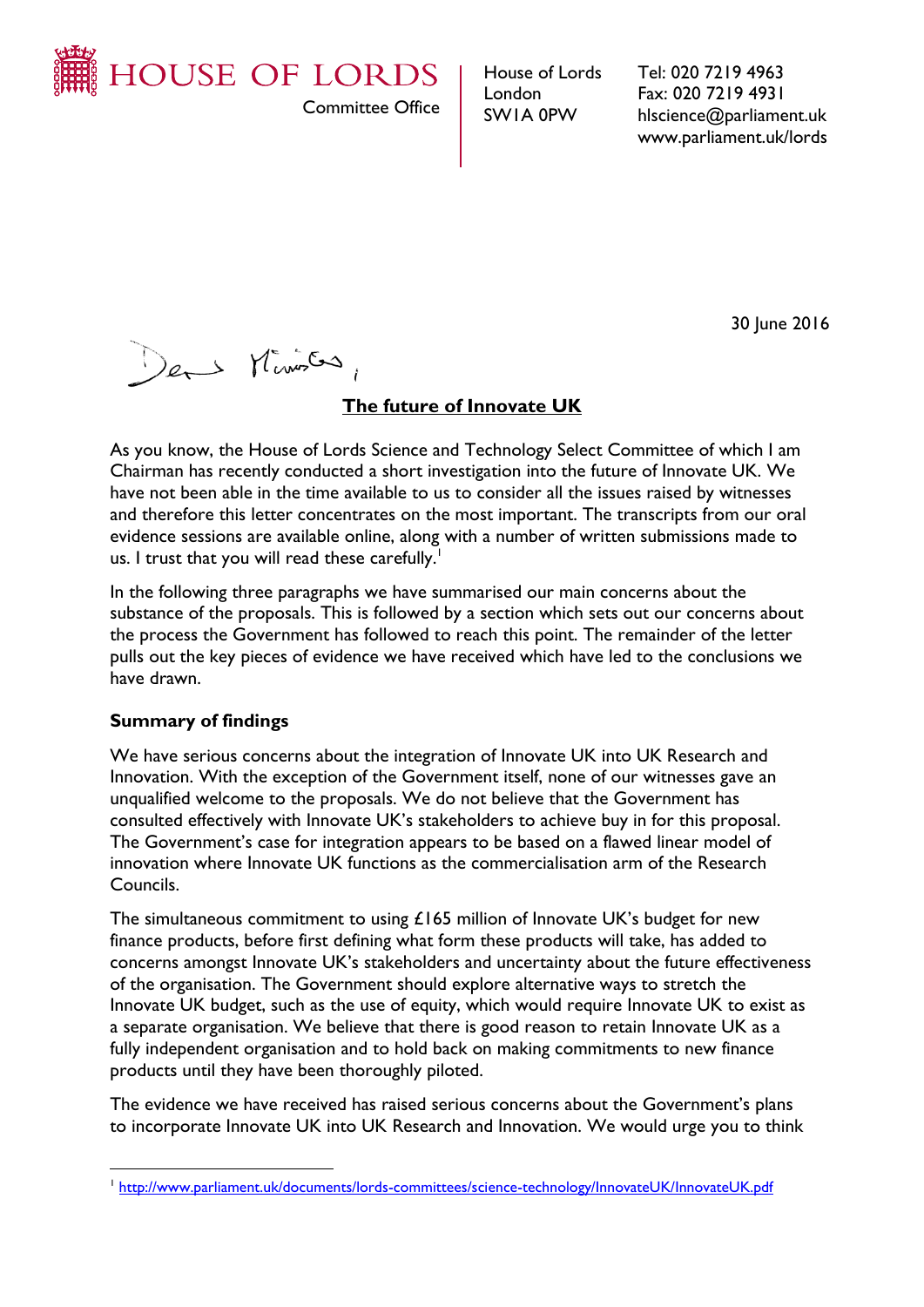HOUSE OF LORDS

Committee Office

House of Lords
London
SW1A 0PW

Tel: 020 7219 4963
Fax: 020 7219 4931
hlscience@parliament.uk
www.parliament.uk/lords

30 June 2016

Dear Minister,

**The future of Innovate UK**

As you know, the House of Lords Science and Technology Select Committee of which I am Chairman has recently conducted a short investigation into the future of Innovate UK. We have not been able in the time available to us to consider all the issues raised by witnesses and therefore this letter concentrates on the most important. The transcripts from our oral evidence sessions are available online, along with a number of written submissions made to us. I trust that you will read these carefully.[1]

In the following three paragraphs we have summarised our main concerns about the substance of the proposals. This is followed by a section which sets out our concerns about the process the Government has followed to reach this point. The remainder of the letter pulls out the key pieces of evidence we have received which have led to the conclusions we have drawn.

**Summary of findings**

We have serious concerns about the integration of Innovate UK into UK Research and Innovation. With the exception of the Government itself, none of our witnesses gave an unqualified welcome to the proposals. We do not believe that the Government has consulted effectively with Innovate UK's stakeholders to achieve buy in for this proposal. The Government's case for integration appears to be based on a flawed linear model of innovation where Innovate UK functions as the commercialisation arm of the Research Councils.

The simultaneous commitment to using £165 million of Innovate UK's budget for new finance products, before first defining what form these products will take, has added to concerns amongst Innovate UK's stakeholders and uncertainty about the future effectiveness of the organisation. The Government should explore alternative ways to stretch the Innovate UK budget, such as the use of equity, which would require Innovate UK to exist as a separate organisation. We believe that there is good reason to retain Innovate UK as a fully independent organisation and to hold back on making commitments to new finance products until they have been thoroughly piloted.

The evidence we have received has raised serious concerns about the Government's plans to incorporate Innovate UK into UK Research and Innovation. We would urge you to think

[1] http://www.parliament.uk/documents/lords-committees/science-technology/InnovateUK/InnovateUK.pdf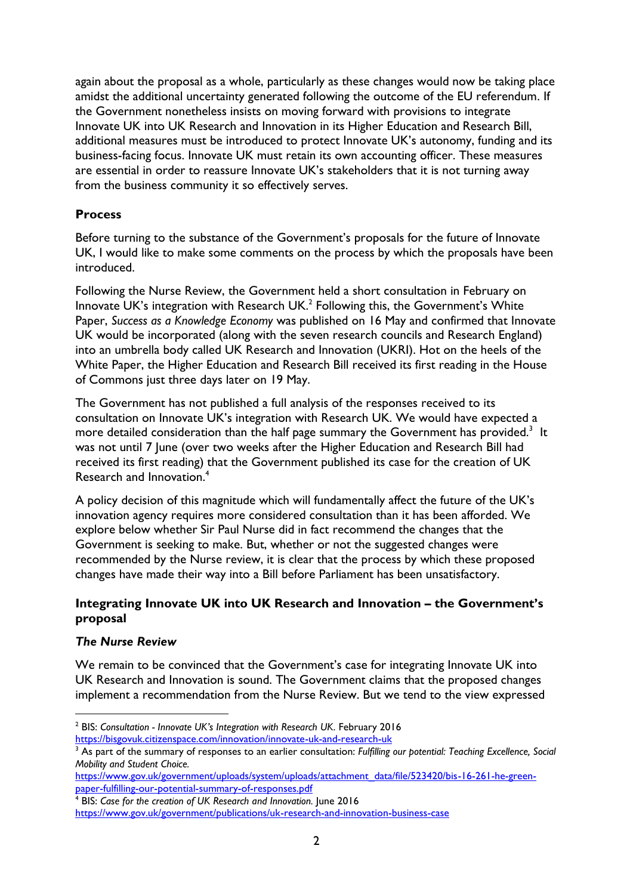again about the proposal as a whole, particularly as these changes would now be taking place amidst the additional uncertainty generated following the outcome of the EU referendum. If the Government nonetheless insists on moving forward with provisions to integrate Innovate UK into UK Research and Innovation in its Higher Education and Research Bill, additional measures must be introduced to protect Innovate UK's autonomy, funding and its business-facing focus. Innovate UK must retain its own accounting officer. These measures are essential in order to reassure Innovate UK's stakeholders that it is not turning away from the business community it so effectively serves.

## Process

Before turning to the substance of the Government's proposals for the future of Innovate UK, I would like to make some comments on the process by which the proposals have been introduced.

Following the Nurse Review, the Government held a short consultation in February on Innovate UK's integration with Research UK.[2] Following this, the Government's White Paper, *Success as a Knowledge Economy* was published on 16 May and confirmed that Innovate UK would be incorporated (along with the seven research councils and Research England) into an umbrella body called UK Research and Innovation (UKRI). Hot on the heels of the White Paper, the Higher Education and Research Bill received its first reading in the House of Commons just three days later on 19 May.

The Government has not published a full analysis of the responses received to its consultation on Innovate UK's integration with Research UK. We would have expected a more detailed consideration than the half page summary the Government has provided.[3] It was not until 7 June (over two weeks after the Higher Education and Research Bill had received its first reading) that the Government published its case for the creation of UK Research and Innovation.[4]

A policy decision of this magnitude which will fundamentally affect the future of the UK's innovation agency requires more considered consultation than it has been afforded. We explore below whether Sir Paul Nurse did in fact recommend the changes that the Government is seeking to make. But, whether or not the suggested changes were recommended by the Nurse review, it is clear that the process by which these proposed changes have made their way into a Bill before Parliament has been unsatisfactory.

## Integrating Innovate UK into UK Research and Innovation – the Government's proposal

### *The Nurse Review*

We remain to be convinced that the Government's case for integrating Innovate UK into UK Research and Innovation is sound. The Government claims that the proposed changes implement a recommendation from the Nurse Review. But we tend to the view expressed

---

[2] BIS: *Consultation - Innovate UK's Integration with Research UK*. February 2016 https://bisgovuk.citizenspace.com/innovation/innovate-uk-and-research-uk

[3] As part of the summary of responses to an earlier consultation: *Fulfilling our potential: Teaching Excellence, Social Mobility and Student Choice.* https://www.gov.uk/government/uploads/system/uploads/attachment_data/file/523420/bis-16-261-he-green-paper-fulfilling-our-potential-summary-of-responses.pdf

[4] BIS: *Case for the creation of UK Research and Innovation.* June 2016 https://www.gov.uk/government/publications/uk-research-and-innovation-business-case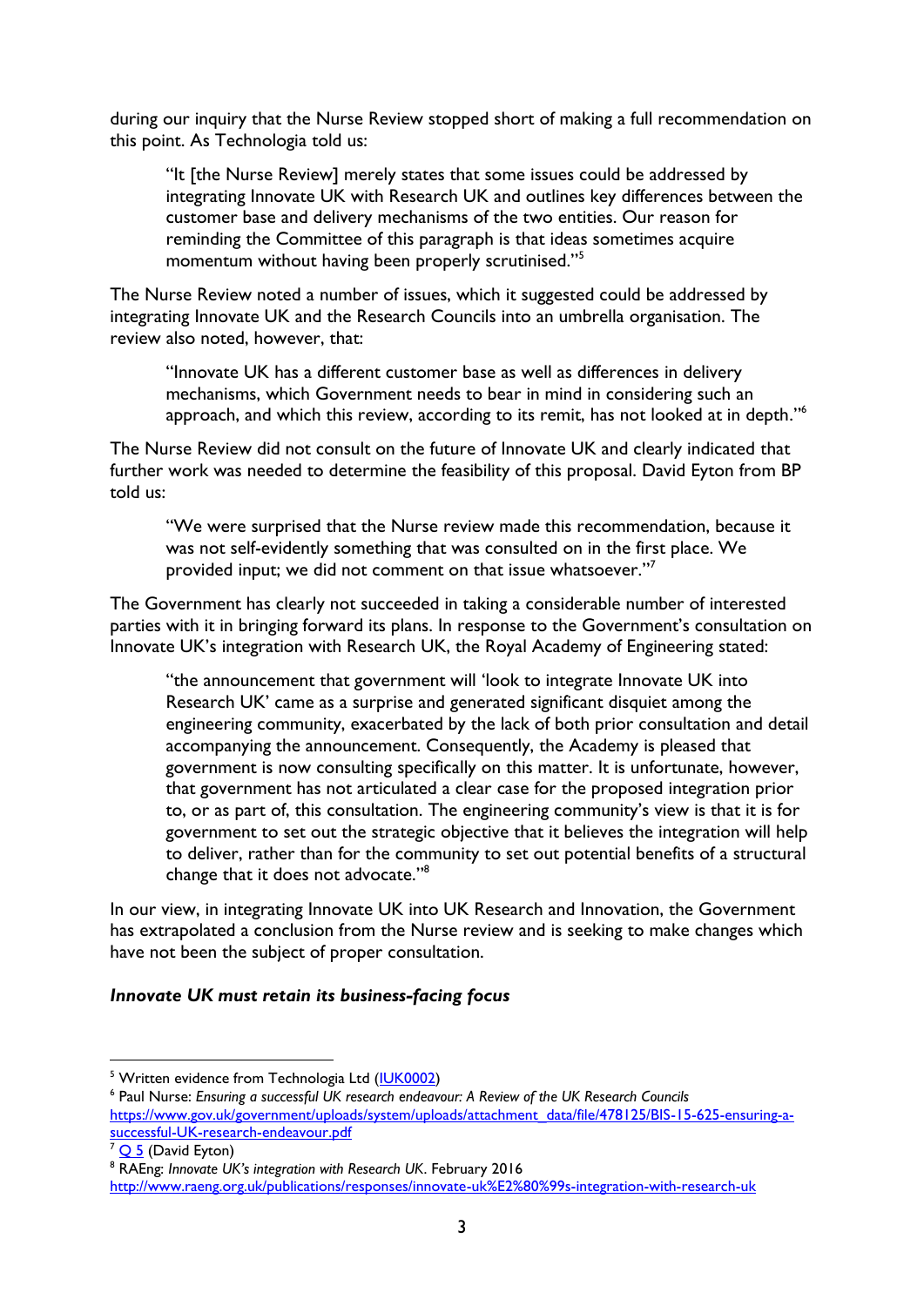during our inquiry that the Nurse Review stopped short of making a full recommendation on this point. As Technologia told us:

> "It [the Nurse Review] merely states that some issues could be addressed by integrating Innovate UK with Research UK and outlines key differences between the customer base and delivery mechanisms of the two entities. Our reason for reminding the Committee of this paragraph is that ideas sometimes acquire momentum without having been properly scrutinised."[5]

The Nurse Review noted a number of issues, which it suggested could be addressed by integrating Innovate UK and the Research Councils into an umbrella organisation. The review also noted, however, that:

> "Innovate UK has a different customer base as well as differences in delivery mechanisms, which Government needs to bear in mind in considering such an approach, and which this review, according to its remit, has not looked at in depth."[6]

The Nurse Review did not consult on the future of Innovate UK and clearly indicated that further work was needed to determine the feasibility of this proposal. David Eyton from BP told us:

> "We were surprised that the Nurse review made this recommendation, because it was not self-evidently something that was consulted on in the first place. We provided input; we did not comment on that issue whatsoever."[7]

The Government has clearly not succeeded in taking a considerable number of interested parties with it in bringing forward its plans. In response to the Government's consultation on Innovate UK's integration with Research UK, the Royal Academy of Engineering stated:

> "the announcement that government will 'look to integrate Innovate UK into Research UK' came as a surprise and generated significant disquiet among the engineering community, exacerbated by the lack of both prior consultation and detail accompanying the announcement. Consequently, the Academy is pleased that government is now consulting specifically on this matter. It is unfortunate, however, that government has not articulated a clear case for the proposed integration prior to, or as part of, this consultation. The engineering community's view is that it is for government to set out the strategic objective that it believes the integration will help to deliver, rather than for the community to set out potential benefits of a structural change that it does not advocate."[8]

In our view, in integrating Innovate UK into UK Research and Innovation, the Government has extrapolated a conclusion from the Nurse review and is seeking to make changes which have not been the subject of proper consultation.

***Innovate UK must retain its business-facing focus***

---

[5] Written evidence from Technologia Ltd (IUK0002)

[6] Paul Nurse: *Ensuring a successful UK research endeavour: A Review of the UK Research Councils* https://www.gov.uk/government/uploads/system/uploads/attachment_data/file/478125/BIS-15-625-ensuring-a-successful-UK-research-endeavour.pdf

[7] Q 5 (David Eyton)

[8] RAEng: *Innovate UK's integration with Research UK*. February 2016 http://www.raeng.org.uk/publications/responses/innovate-uk%E2%80%99s-integration-with-research-uk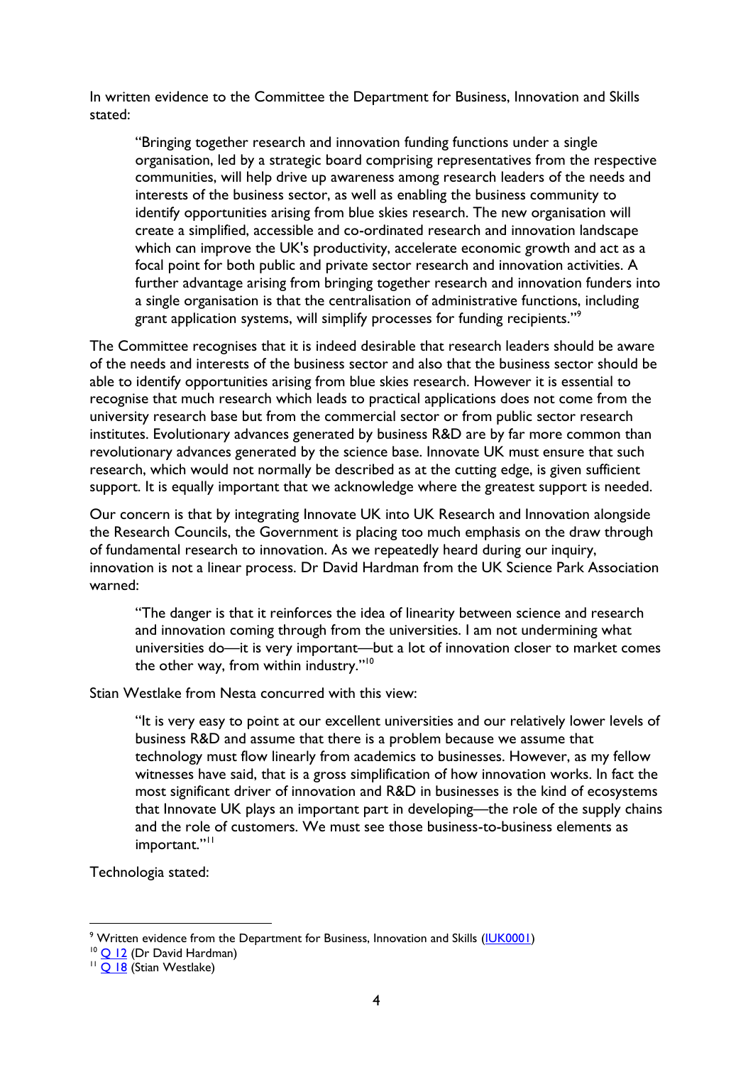In written evidence to the Committee the Department for Business, Innovation and Skills stated:

> "Bringing together research and innovation funding functions under a single organisation, led by a strategic board comprising representatives from the respective communities, will help drive up awareness among research leaders of the needs and interests of the business sector, as well as enabling the business community to identify opportunities arising from blue skies research. The new organisation will create a simplified, accessible and co-ordinated research and innovation landscape which can improve the UK's productivity, accelerate economic growth and act as a focal point for both public and private sector research and innovation activities. A further advantage arising from bringing together research and innovation funders into a single organisation is that the centralisation of administrative functions, including grant application systems, will simplify processes for funding recipients."[9]

The Committee recognises that it is indeed desirable that research leaders should be aware of the needs and interests of the business sector and also that the business sector should be able to identify opportunities arising from blue skies research. However it is essential to recognise that much research which leads to practical applications does not come from the university research base but from the commercial sector or from public sector research institutes. Evolutionary advances generated by business R&D are by far more common than revolutionary advances generated by the science base. Innovate UK must ensure that such research, which would not normally be described as at the cutting edge, is given sufficient support. It is equally important that we acknowledge where the greatest support is needed.

Our concern is that by integrating Innovate UK into UK Research and Innovation alongside the Research Councils, the Government is placing too much emphasis on the draw through of fundamental research to innovation. As we repeatedly heard during our inquiry, innovation is not a linear process. Dr David Hardman from the UK Science Park Association warned:

> "The danger is that it reinforces the idea of linearity between science and research and innovation coming through from the universities. I am not undermining what universities do—it is very important—but a lot of innovation closer to market comes the other way, from within industry."[10]

Stian Westlake from Nesta concurred with this view:

> "It is very easy to point at our excellent universities and our relatively lower levels of business R&D and assume that there is a problem because we assume that technology must flow linearly from academics to businesses. However, as my fellow witnesses have said, that is a gross simplification of how innovation works. In fact the most significant driver of innovation and R&D in businesses is the kind of ecosystems that Innovate UK plays an important part in developing—the role of the supply chains and the role of customers. We must see those business-to-business elements as important."[11]

Technologia stated:

---

[9] Written evidence from the Department for Business, Innovation and Skills (IUK0001)

[10] Q 12 (Dr David Hardman)

[11] Q 18 (Stian Westlake)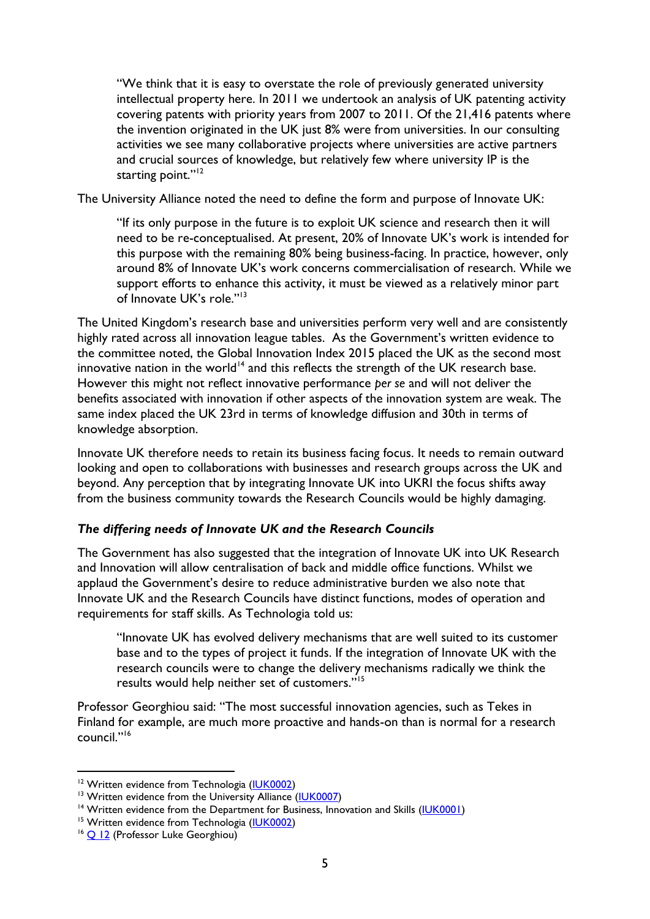> "We think that it is easy to overstate the role of previously generated university intellectual property here. In 2011 we undertook an analysis of UK patenting activity covering patents with priority years from 2007 to 2011. Of the 21,416 patents where the invention originated in the UK just 8% were from universities. In our consulting activities we see many collaborative projects where universities are active partners and crucial sources of knowledge, but relatively few where university IP is the starting point."[12]

The University Alliance noted the need to define the form and purpose of Innovate UK:

> "If its only purpose in the future is to exploit UK science and research then it will need to be re-conceptualised. At present, 20% of Innovate UK's work is intended for this purpose with the remaining 80% being business-facing. In practice, however, only around 8% of Innovate UK's work concerns commercialisation of research. While we support efforts to enhance this activity, it must be viewed as a relatively minor part of Innovate UK's role."[13]

The United Kingdom's research base and universities perform very well and are consistently highly rated across all innovation league tables. As the Government's written evidence to the committee noted, the Global Innovation Index 2015 placed the UK as the second most innovative nation in the world[14] and this reflects the strength of the UK research base. However this might not reflect innovative performance *per se* and will not deliver the benefits associated with innovation if other aspects of the innovation system are weak. The same index placed the UK 23rd in terms of knowledge diffusion and 30th in terms of knowledge absorption.

Innovate UK therefore needs to retain its business facing focus. It needs to remain outward looking and open to collaborations with businesses and research groups across the UK and beyond. Any perception that by integrating Innovate UK into UKRI the focus shifts away from the business community towards the Research Councils would be highly damaging.

### *The differing needs of Innovate UK and the Research Councils*

The Government has also suggested that the integration of Innovate UK into UK Research and Innovation will allow centralisation of back and middle office functions. Whilst we applaud the Government's desire to reduce administrative burden we also note that Innovate UK and the Research Councils have distinct functions, modes of operation and requirements for staff skills. As Technologia told us:

> "Innovate UK has evolved delivery mechanisms that are well suited to its customer base and to the types of project it funds. If the integration of Innovate UK with the research councils were to change the delivery mechanisms radically we think the results would help neither set of customers."[15]

Professor Georghiou said: "The most successful innovation agencies, such as Tekes in Finland for example, are much more proactive and hands-on than is normal for a research council."[16]

---

[12] Written evidence from Technologia (IUK0002)

[13] Written evidence from the University Alliance (IUK0007)

[14] Written evidence from the Department for Business, Innovation and Skills (IUK0001)

[15] Written evidence from Technologia (IUK0002)

[16] Q 12 (Professor Luke Georghiou)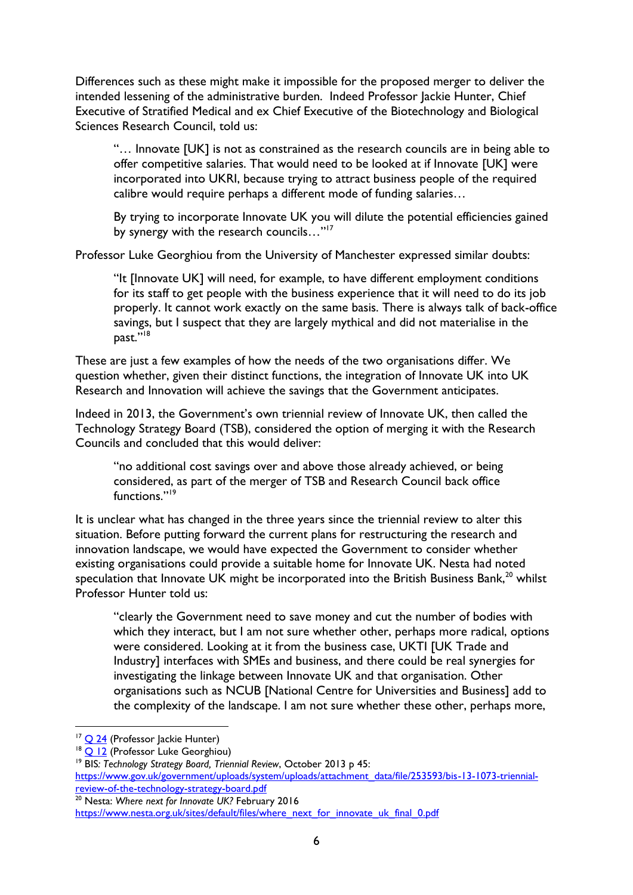Differences such as these might make it impossible for the proposed merger to deliver the intended lessening of the administrative burden. Indeed Professor Jackie Hunter, Chief Executive of Stratified Medical and ex Chief Executive of the Biotechnology and Biological Sciences Research Council, told us:

> "… Innovate [UK] is not as constrained as the research councils are in being able to offer competitive salaries. That would need to be looked at if Innovate [UK] were incorporated into UKRI, because trying to attract business people of the required calibre would require perhaps a different mode of funding salaries…
>
> By trying to incorporate Innovate UK you will dilute the potential efficiencies gained by synergy with the research councils…"[17]

Professor Luke Georghiou from the University of Manchester expressed similar doubts:

> "It [Innovate UK] will need, for example, to have different employment conditions for its staff to get people with the business experience that it will need to do its job properly. It cannot work exactly on the same basis. There is always talk of back-office savings, but I suspect that they are largely mythical and did not materialise in the past."[18]

These are just a few examples of how the needs of the two organisations differ. We question whether, given their distinct functions, the integration of Innovate UK into UK Research and Innovation will achieve the savings that the Government anticipates.

Indeed in 2013, the Government's own triennial review of Innovate UK, then called the Technology Strategy Board (TSB), considered the option of merging it with the Research Councils and concluded that this would deliver:

> "no additional cost savings over and above those already achieved, or being considered, as part of the merger of TSB and Research Council back office functions."[19]

It is unclear what has changed in the three years since the triennial review to alter this situation. Before putting forward the current plans for restructuring the research and innovation landscape, we would have expected the Government to consider whether existing organisations could provide a suitable home for Innovate UK. Nesta had noted speculation that Innovate UK might be incorporated into the British Business Bank,[20] whilst Professor Hunter told us:

> "clearly the Government need to save money and cut the number of bodies with which they interact, but I am not sure whether other, perhaps more radical, options were considered. Looking at it from the business case, UKTI [UK Trade and Industry] interfaces with SMEs and business, and there could be real synergies for investigating the linkage between Innovate UK and that organisation. Other organisations such as NCUB [National Centre for Universities and Business] add to the complexity of the landscape. I am not sure whether these other, perhaps more,

---

[17] Q 24 (Professor Jackie Hunter)

[18] Q 12 (Professor Luke Georghiou)

[19] BIS: *Technology Strategy Board, Triennial Review*, October 2013 p 45: https://www.gov.uk/government/uploads/system/uploads/attachment_data/file/253593/bis-13-1073-triennial-review-of-the-technology-strategy-board.pdf

[20] Nesta: *Where next for Innovate UK?* February 2016 https://www.nesta.org.uk/sites/default/files/where_next_for_innovate_uk_final_0.pdf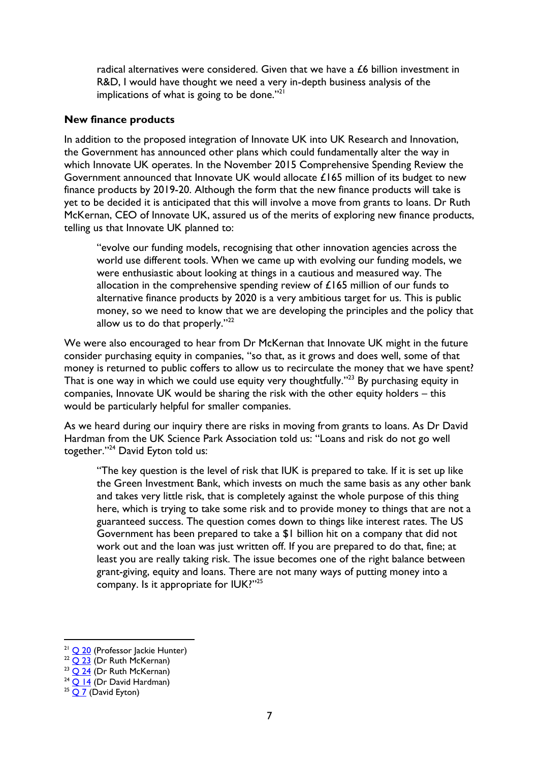> radical alternatives were considered. Given that we have a £6 billion investment in R&D, I would have thought we need a very in-depth business analysis of the implications of what is going to be done."[21]

**New finance products**

In addition to the proposed integration of Innovate UK into UK Research and Innovation, the Government has announced other plans which could fundamentally alter the way in which Innovate UK operates. In the November 2015 Comprehensive Spending Review the Government announced that Innovate UK would allocate £165 million of its budget to new finance products by 2019-20. Although the form that the new finance products will take is yet to be decided it is anticipated that this will involve a move from grants to loans. Dr Ruth McKernan, CEO of Innovate UK, assured us of the merits of exploring new finance products, telling us that Innovate UK planned to:

> "evolve our funding models, recognising that other innovation agencies across the world use different tools. When we came up with evolving our funding models, we were enthusiastic about looking at things in a cautious and measured way. The allocation in the comprehensive spending review of £165 million of our funds to alternative finance products by 2020 is a very ambitious target for us. This is public money, so we need to know that we are developing the principles and the policy that allow us to do that properly."[22]

We were also encouraged to hear from Dr McKernan that Innovate UK might in the future consider purchasing equity in companies, "so that, as it grows and does well, some of that money is returned to public coffers to allow us to recirculate the money that we have spent? That is one way in which we could use equity very thoughtfully."[23] By purchasing equity in companies, Innovate UK would be sharing the risk with the other equity holders – this would be particularly helpful for smaller companies.

As we heard during our inquiry there are risks in moving from grants to loans. As Dr David Hardman from the UK Science Park Association told us: "Loans and risk do not go well together."[24] David Eyton told us:

> "The key question is the level of risk that IUK is prepared to take. If it is set up like the Green Investment Bank, which invests on much the same basis as any other bank and takes very little risk, that is completely against the whole purpose of this thing here, which is trying to take some risk and to provide money to things that are not a guaranteed success. The question comes down to things like interest rates. The US Government has been prepared to take a $1 billion hit on a company that did not work out and the loan was just written off. If you are prepared to do that, fine; at least you are really taking risk. The issue becomes one of the right balance between grant-giving, equity and loans. There are not many ways of putting money into a company. Is it appropriate for IUK?"[25]

---

[21] Q 20 (Professor Jackie Hunter)
[22] Q 23 (Dr Ruth McKernan)
[23] Q 24 (Dr Ruth McKernan)
[24] Q 14 (Dr David Hardman)
[25] Q 7 (David Eyton)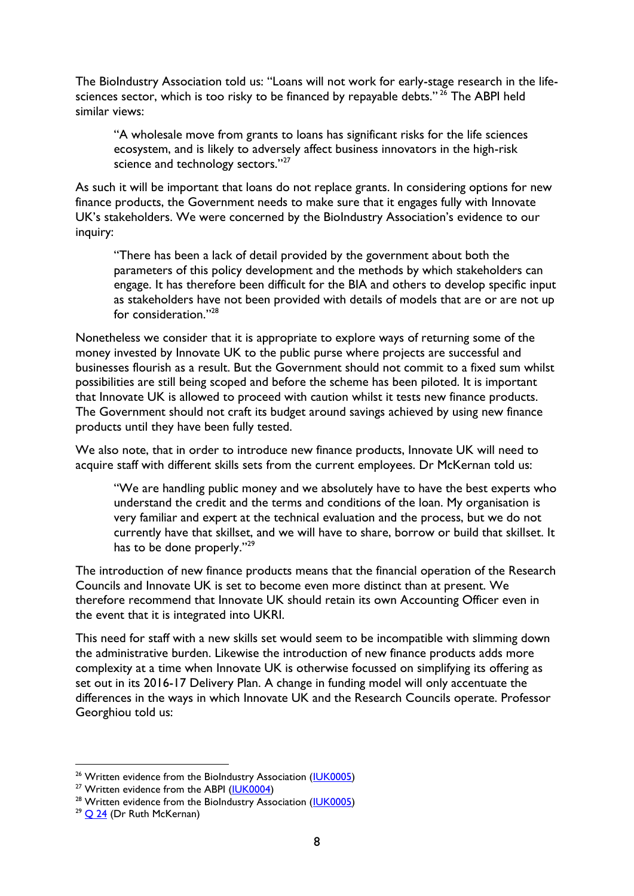The BioIndustry Association told us: "Loans will not work for early-stage research in the life-sciences sector, which is too risky to be financed by repayable debts." [26] The ABPI held similar views:

> "A wholesale move from grants to loans has significant risks for the life sciences ecosystem, and is likely to adversely affect business innovators in the high-risk science and technology sectors."[27]

As such it will be important that loans do not replace grants. In considering options for new finance products, the Government needs to make sure that it engages fully with Innovate UK's stakeholders. We were concerned by the BioIndustry Association's evidence to our inquiry:

> "There has been a lack of detail provided by the government about both the parameters of this policy development and the methods by which stakeholders can engage. It has therefore been difficult for the BIA and others to develop specific input as stakeholders have not been provided with details of models that are or are not up for consideration."[28]

Nonetheless we consider that it is appropriate to explore ways of returning some of the money invested by Innovate UK to the public purse where projects are successful and businesses flourish as a result. But the Government should not commit to a fixed sum whilst possibilities are still being scoped and before the scheme has been piloted. It is important that Innovate UK is allowed to proceed with caution whilst it tests new finance products. The Government should not craft its budget around savings achieved by using new finance products until they have been fully tested.

We also note, that in order to introduce new finance products, Innovate UK will need to acquire staff with different skills sets from the current employees. Dr McKernan told us:

> "We are handling public money and we absolutely have to have the best experts who understand the credit and the terms and conditions of the loan. My organisation is very familiar and expert at the technical evaluation and the process, but we do not currently have that skillset, and we will have to share, borrow or build that skillset. It has to be done properly."[29]

The introduction of new finance products means that the financial operation of the Research Councils and Innovate UK is set to become even more distinct than at present. We therefore recommend that Innovate UK should retain its own Accounting Officer even in the event that it is integrated into UKRI.

This need for staff with a new skills set would seem to be incompatible with slimming down the administrative burden. Likewise the introduction of new finance products adds more complexity at a time when Innovate UK is otherwise focussed on simplifying its offering as set out in its 2016-17 Delivery Plan. A change in funding model will only accentuate the differences in the ways in which Innovate UK and the Research Councils operate. Professor Georghiou told us:

---

[26] Written evidence from the BioIndustry Association (IUK0005)

[27] Written evidence from the ABPI (IUK0004)

[28] Written evidence from the BioIndustry Association (IUK0005)

[29] Q 24 (Dr Ruth McKernan)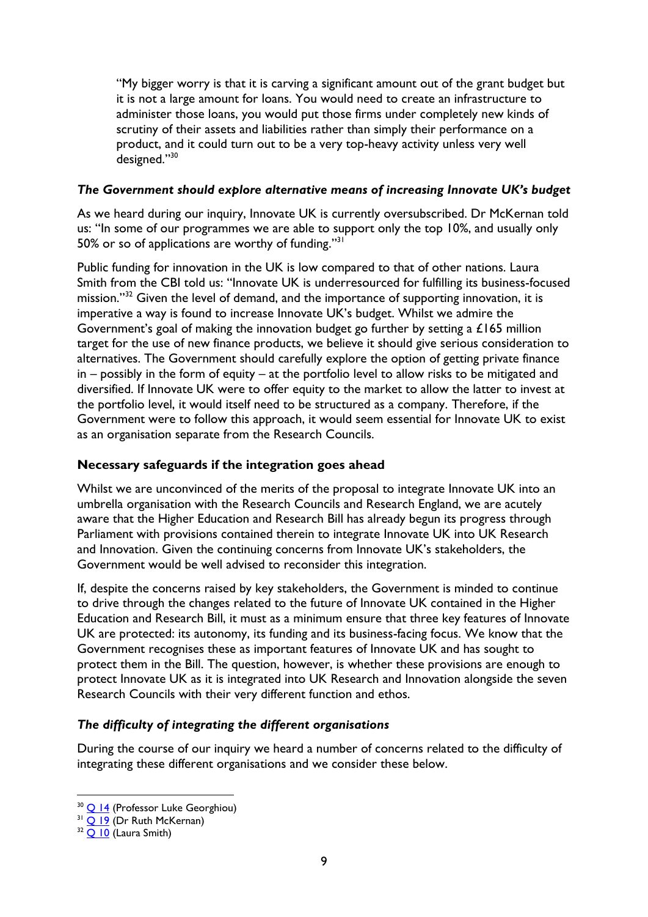> "My bigger worry is that it is carving a significant amount out of the grant budget but it is not a large amount for loans. You would need to create an infrastructure to administer those loans, you would put those firms under completely new kinds of scrutiny of their assets and liabilities rather than simply their performance on a product, and it could turn out to be a very top-heavy activity unless very well designed."[30]

### *The Government should explore alternative means of increasing Innovate UK's budget*

As we heard during our inquiry, Innovate UK is currently oversubscribed. Dr McKernan told us: "In some of our programmes we are able to support only the top 10%, and usually only 50% or so of applications are worthy of funding."[31]

Public funding for innovation in the UK is low compared to that of other nations. Laura Smith from the CBI told us: "Innovate UK is underresourced for fulfilling its business-focused mission."[32] Given the level of demand, and the importance of supporting innovation, it is imperative a way is found to increase Innovate UK's budget. Whilst we admire the Government's goal of making the innovation budget go further by setting a £165 million target for the use of new finance products, we believe it should give serious consideration to alternatives. The Government should carefully explore the option of getting private finance in – possibly in the form of equity – at the portfolio level to allow risks to be mitigated and diversified. If Innovate UK were to offer equity to the market to allow the latter to invest at the portfolio level, it would itself need to be structured as a company. Therefore, if the Government were to follow this approach, it would seem essential for Innovate UK to exist as an organisation separate from the Research Councils.

## Necessary safeguards if the integration goes ahead

Whilst we are unconvinced of the merits of the proposal to integrate Innovate UK into an umbrella organisation with the Research Councils and Research England, we are acutely aware that the Higher Education and Research Bill has already begun its progress through Parliament with provisions contained therein to integrate Innovate UK into UK Research and Innovation. Given the continuing concerns from Innovate UK's stakeholders, the Government would be well advised to reconsider this integration.

If, despite the concerns raised by key stakeholders, the Government is minded to continue to drive through the changes related to the future of Innovate UK contained in the Higher Education and Research Bill, it must as a minimum ensure that three key features of Innovate UK are protected: its autonomy, its funding and its business-facing focus. We know that the Government recognises these as important features of Innovate UK and has sought to protect them in the Bill. The question, however, is whether these provisions are enough to protect Innovate UK as it is integrated into UK Research and Innovation alongside the seven Research Councils with their very different function and ethos.

### *The difficulty of integrating the different organisations*

During the course of our inquiry we heard a number of concerns related to the difficulty of integrating these different organisations and we consider these below.

---

[30] Q 14 (Professor Luke Georghiou)

[31] Q 19 (Dr Ruth McKernan)

[32] Q 10 (Laura Smith)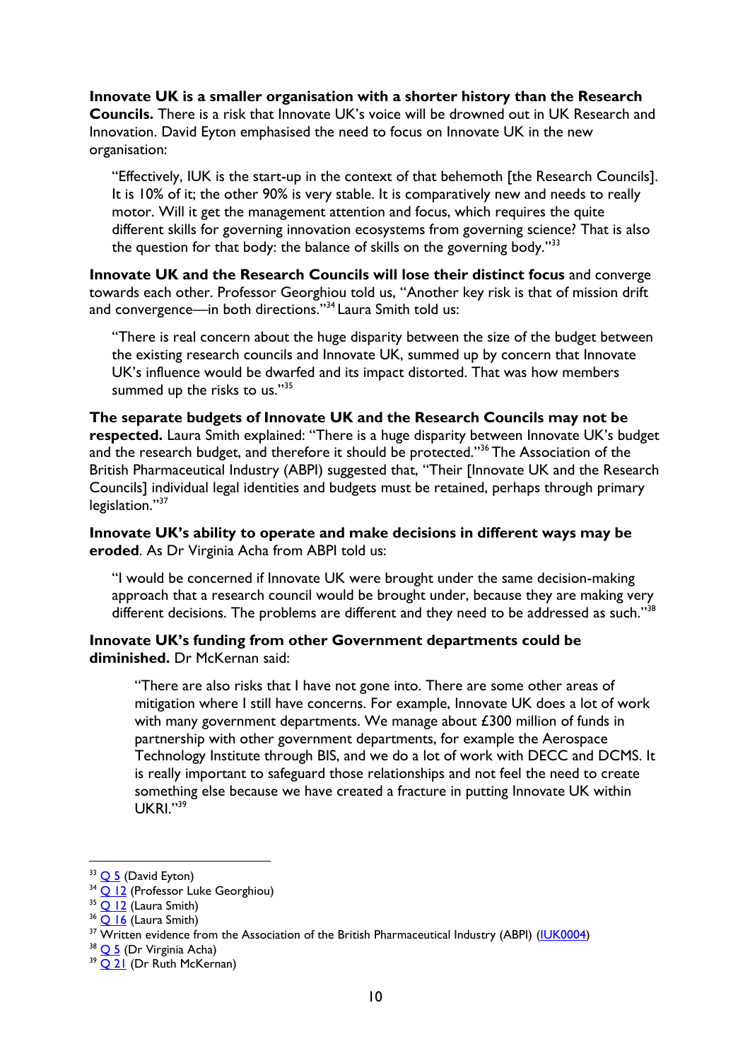**Innovate UK is a smaller organisation with a shorter history than the Research Councils.** There is a risk that Innovate UK's voice will be drowned out in UK Research and Innovation. David Eyton emphasised the need to focus on Innovate UK in the new organisation:

> "Effectively, IUK is the start-up in the context of that behemoth [the Research Councils]. It is 10% of it; the other 90% is very stable. It is comparatively new and needs to really motor. Will it get the management attention and focus, which requires the quite different skills for governing innovation ecosystems from governing science? That is also the question for that body: the balance of skills on the governing body."[33]

**Innovate UK and the Research Councils will lose their distinct focus** and converge towards each other. Professor Georghiou told us, "Another key risk is that of mission drift and convergence—in both directions."[34] Laura Smith told us:

> "There is real concern about the huge disparity between the size of the budget between the existing research councils and Innovate UK, summed up by concern that Innovate UK's influence would be dwarfed and its impact distorted. That was how members summed up the risks to us."[35]

**The separate budgets of Innovate UK and the Research Councils may not be respected.** Laura Smith explained: "There is a huge disparity between Innovate UK's budget and the research budget, and therefore it should be protected."[36] The Association of the British Pharmaceutical Industry (ABPI) suggested that, "Their [Innovate UK and the Research Councils] individual legal identities and budgets must be retained, perhaps through primary legislation."[37]

**Innovate UK's ability to operate and make decisions in different ways may be eroded**. As Dr Virginia Acha from ABPI told us:

> "I would be concerned if Innovate UK were brought under the same decision-making approach that a research council would be brought under, because they are making very different decisions. The problems are different and they need to be addressed as such."[38]

**Innovate UK's funding from other Government departments could be diminished.** Dr McKernan said:

> "There are also risks that I have not gone into. There are some other areas of mitigation where I still have concerns. For example, Innovate UK does a lot of work with many government departments. We manage about £300 million of funds in partnership with other government departments, for example the Aerospace Technology Institute through BIS, and we do a lot of work with DECC and DCMS. It is really important to safeguard those relationships and not feel the need to create something else because we have created a fracture in putting Innovate UK within UKRI."[39]

---

[33] Q 5 (David Eyton)
[34] Q 12 (Professor Luke Georghiou)
[35] Q 12 (Laura Smith)
[36] Q 16 (Laura Smith)
[37] Written evidence from the Association of the British Pharmaceutical Industry (ABPI) (IUK0004)
[38] Q 5 (Dr Virginia Acha)
[39] Q 21 (Dr Ruth McKernan)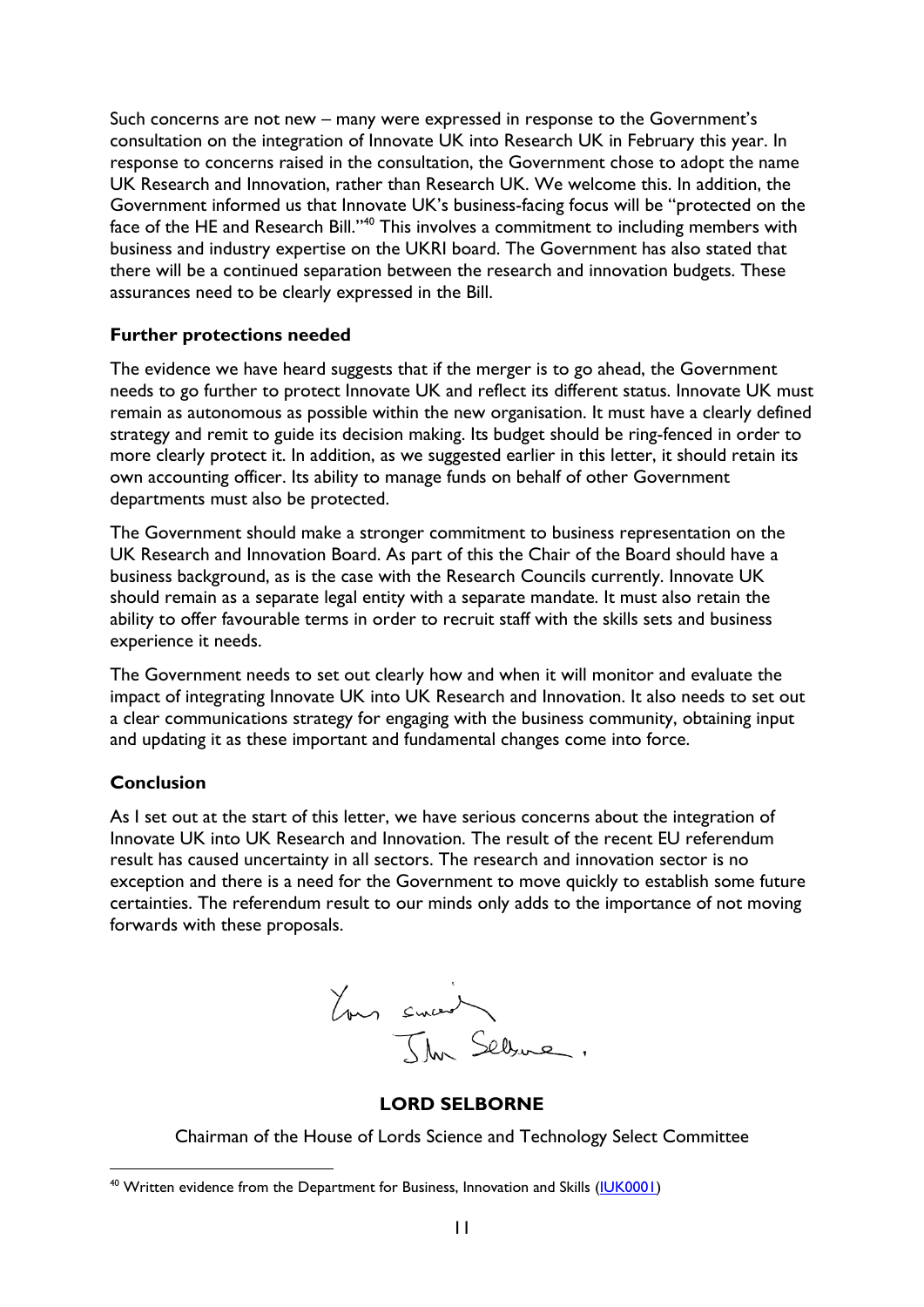Such concerns are not new – many were expressed in response to the Government's consultation on the integration of Innovate UK into Research UK in February this year. In response to concerns raised in the consultation, the Government chose to adopt the name UK Research and Innovation, rather than Research UK. We welcome this. In addition, the Government informed us that Innovate UK's business-facing focus will be "protected on the face of the HE and Research Bill."[40] This involves a commitment to including members with business and industry expertise on the UKRI board. The Government has also stated that there will be a continued separation between the research and innovation budgets. These assurances need to be clearly expressed in the Bill.

**Further protections needed**

The evidence we have heard suggests that if the merger is to go ahead, the Government needs to go further to protect Innovate UK and reflect its different status. Innovate UK must remain as autonomous as possible within the new organisation. It must have a clearly defined strategy and remit to guide its decision making. Its budget should be ring-fenced in order to more clearly protect it. In addition, as we suggested earlier in this letter, it should retain its own accounting officer. Its ability to manage funds on behalf of other Government departments must also be protected.

The Government should make a stronger commitment to business representation on the UK Research and Innovation Board. As part of this the Chair of the Board should have a business background, as is the case with the Research Councils currently. Innovate UK should remain as a separate legal entity with a separate mandate. It must also retain the ability to offer favourable terms in order to recruit staff with the skills sets and business experience it needs.

The Government needs to set out clearly how and when it will monitor and evaluate the impact of integrating Innovate UK into UK Research and Innovation. It also needs to set out a clear communications strategy for engaging with the business community, obtaining input and updating it as these important and fundamental changes come into force.

**Conclusion**

As I set out at the start of this letter, we have serious concerns about the integration of Innovate UK into UK Research and Innovation. The result of the recent EU referendum result has caused uncertainty in all sectors. The research and innovation sector is no exception and there is a need for the Government to move quickly to establish some future certainties. The referendum result to our minds only adds to the importance of not moving forwards with these proposals.

Yours sincerely
John Selborne.

**LORD SELBORNE**

Chairman of the House of Lords Science and Technology Select Committee

---

[40] Written evidence from the Department for Business, Innovation and Skills (IUK0001)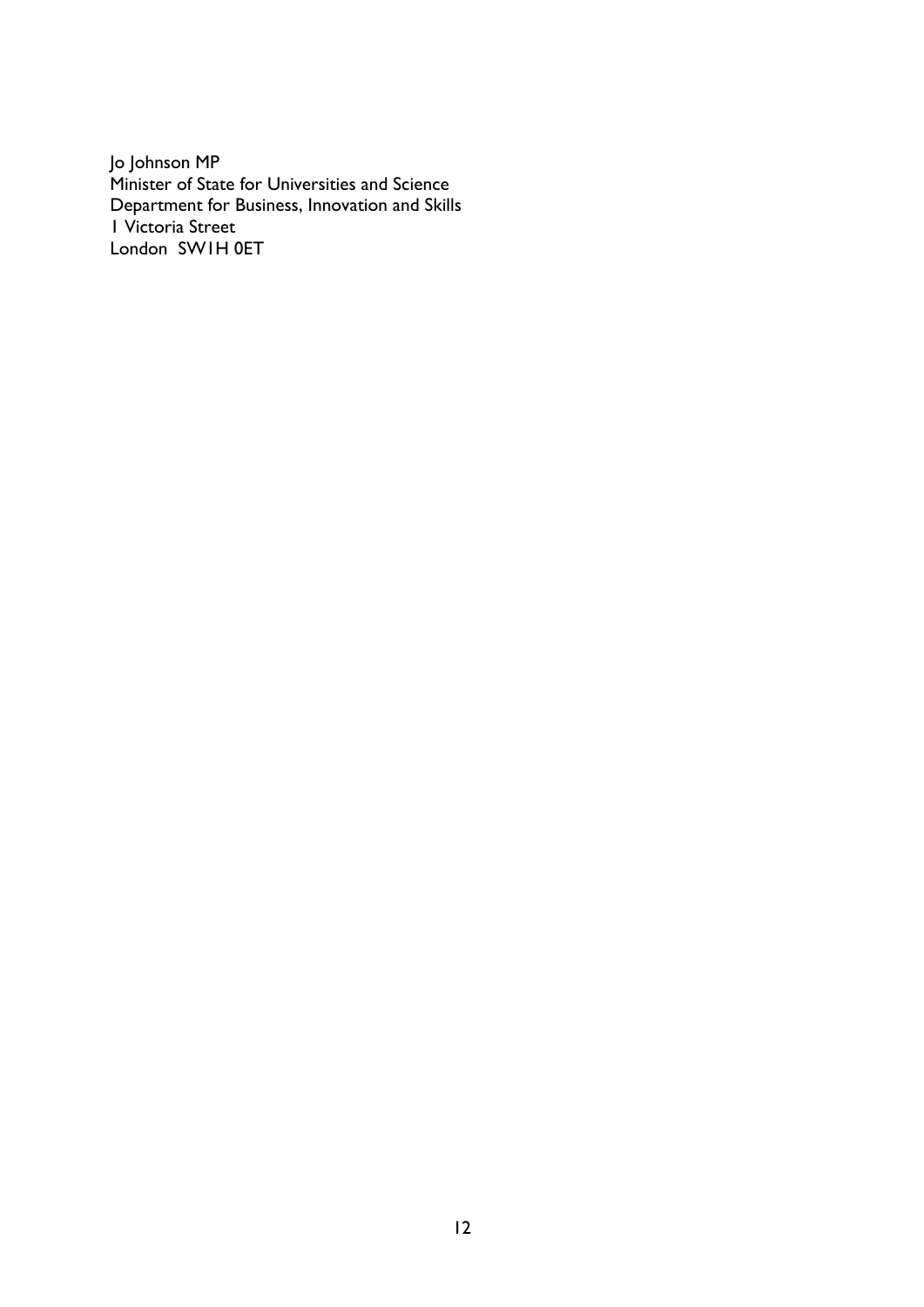Jo Johnson MP
Minister of State for Universities and Science
Department for Business, Innovation and Skills
1 Victoria Street
London SW1H 0ET